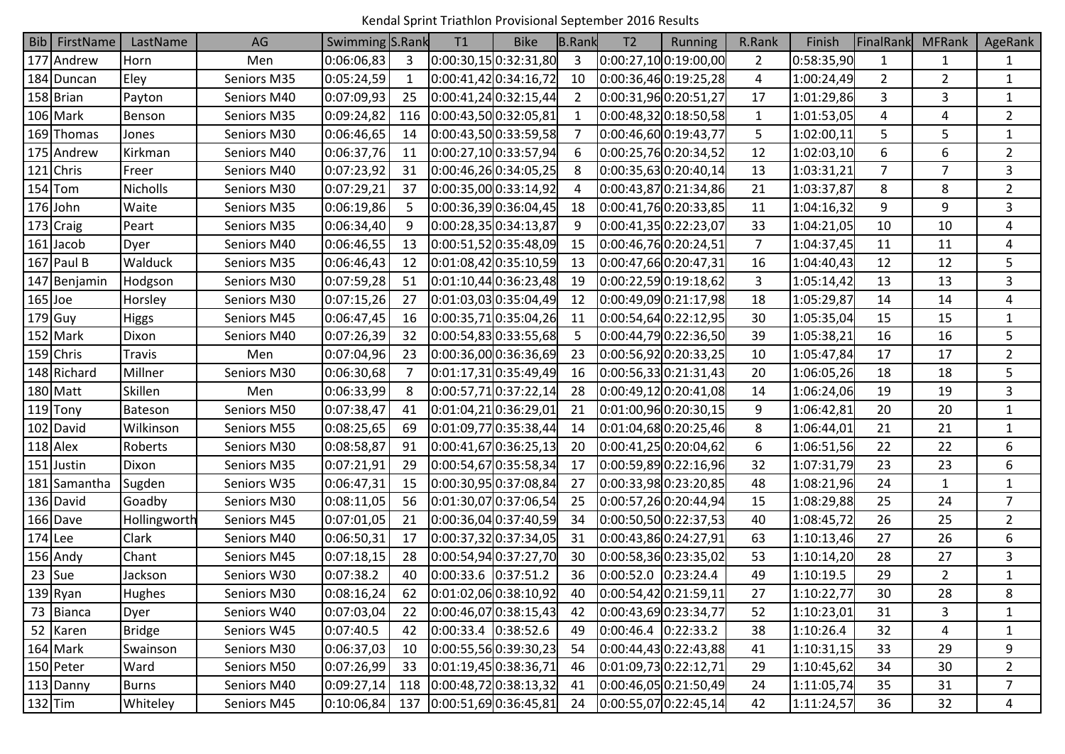Kendal Sprint Triathlon Provisional September 2016 Results

| Bib | FirstName | LastName | AG | Swimming | S.Rank | T1 | Bike | B.Rank | T2 | Running | R.Rank | Finish | FinalRank | MFRank | AgeRank |
|---|---|---|---|---|---|---|---|---|---|---|---|---|---|---|---|
| 177 | Andrew | Horn | Men | 0:06:06,83 | 3 | 0:00:30,15 | 0:32:31,80 | 3 | 0:00:27,10 | 0:19:00,00 | 2 | 0:58:35,90 | 1 | 1 | 1 |
| 184 | Duncan | Eley | Seniors M35 | 0:05:24,59 | 1 | 0:00:41,42 | 0:34:16,72 | 10 | 0:00:36,46 | 0:19:25,28 | 4 | 1:00:24,49 | 2 | 2 | 1 |
| 158 | Brian | Payton | Seniors M40 | 0:07:09,93 | 25 | 0:00:41,24 | 0:32:15,44 | 2 | 0:00:31,96 | 0:20:51,27 | 17 | 1:01:29,86 | 3 | 3 | 1 |
| 106 | Mark | Benson | Seniors M35 | 0:09:24,82 | 116 | 0:00:43,50 | 0:32:05,81 | 1 | 0:00:48,32 | 0:18:50,58 | 1 | 1:01:53,05 | 4 | 4 | 2 |
| 169 | Thomas | Jones | Seniors M30 | 0:06:46,65 | 14 | 0:00:43,50 | 0:33:59,58 | 7 | 0:00:46,60 | 0:19:43,77 | 5 | 1:02:00,11 | 5 | 5 | 1 |
| 175 | Andrew | Kirkman | Seniors M40 | 0:06:37,76 | 11 | 0:00:27,10 | 0:33:57,94 | 6 | 0:00:25,76 | 0:20:34,52 | 12 | 1:02:03,10 | 6 | 6 | 2 |
| 121 | Chris | Freer | Seniors M40 | 0:07:23,92 | 31 | 0:00:46,26 | 0:34:05,25 | 8 | 0:00:35,63 | 0:20:40,14 | 13 | 1:03:31,21 | 7 | 7 | 3 |
| 154 | Tom | Nicholls | Seniors M30 | 0:07:29,21 | 37 | 0:00:35,00 | 0:33:14,92 | 4 | 0:00:43,87 | 0:21:34,86 | 21 | 1:03:37,87 | 8 | 8 | 2 |
| 176 | John | Waite | Seniors M35 | 0:06:19,86 | 5 | 0:00:36,39 | 0:36:04,45 | 18 | 0:00:41,76 | 0:20:33,85 | 11 | 1:04:16,32 | 9 | 9 | 3 |
| 173 | Craig | Peart | Seniors M35 | 0:06:34,40 | 9 | 0:00:28,35 | 0:34:13,87 | 9 | 0:00:41,35 | 0:22:23,07 | 33 | 1:04:21,05 | 10 | 10 | 4 |
| 161 | Jacob | Dyer | Seniors M40 | 0:06:46,55 | 13 | 0:00:51,52 | 0:35:48,09 | 15 | 0:00:46,76 | 0:20:24,51 | 7 | 1:04:37,45 | 11 | 11 | 4 |
| 167 | Paul B | Walduck | Seniors M35 | 0:06:46,43 | 12 | 0:01:08,42 | 0:35:10,59 | 13 | 0:00:47,66 | 0:20:47,31 | 16 | 1:04:40,43 | 12 | 12 | 5 |
| 147 | Benjamin | Hodgson | Seniors M30 | 0:07:59,28 | 51 | 0:01:10,44 | 0:36:23,48 | 19 | 0:00:22,59 | 0:19:18,62 | 3 | 1:05:14,42 | 13 | 13 | 3 |
| 165 | Joe | Horsley | Seniors M30 | 0:07:15,26 | 27 | 0:01:03,03 | 0:35:04,49 | 12 | 0:00:49,09 | 0:21:17,98 | 18 | 1:05:29,87 | 14 | 14 | 4 |
| 179 | Guy | Higgs | Seniors M45 | 0:06:47,45 | 16 | 0:00:35,71 | 0:35:04,26 | 11 | 0:00:54,64 | 0:22:12,95 | 30 | 1:05:35,04 | 15 | 15 | 1 |
| 152 | Mark | Dixon | Seniors M40 | 0:07:26,39 | 32 | 0:00:54,83 | 0:33:55,68 | 5 | 0:00:44,79 | 0:22:36,50 | 39 | 1:05:38,21 | 16 | 16 | 5 |
| 159 | Chris | Travis | Men | 0:07:04,96 | 23 | 0:00:36,00 | 0:36:36,69 | 23 | 0:00:56,92 | 0:20:33,25 | 10 | 1:05:47,84 | 17 | 17 | 2 |
| 148 | Richard | Millner | Seniors M30 | 0:06:30,68 | 7 | 0:01:17,31 | 0:35:49,49 | 16 | 0:00:56,33 | 0:21:31,43 | 20 | 1:06:05,26 | 18 | 18 | 5 |
| 180 | Matt | Skillen | Men | 0:06:33,99 | 8 | 0:00:57,71 | 0:37:22,14 | 28 | 0:00:49,12 | 0:20:41,08 | 14 | 1:06:24,06 | 19 | 19 | 3 |
| 119 | Tony | Bateson | Seniors M50 | 0:07:38,47 | 41 | 0:01:04,21 | 0:36:29,01 | 21 | 0:01:00,96 | 0:20:30,15 | 9 | 1:06:42,81 | 20 | 20 | 1 |
| 102 | David | Wilkinson | Seniors M55 | 0:08:25,65 | 69 | 0:01:09,77 | 0:35:38,44 | 14 | 0:01:04,68 | 0:20:25,46 | 8 | 1:06:44,01 | 21 | 21 | 1 |
| 118 | Alex | Roberts | Seniors M30 | 0:08:58,87 | 91 | 0:00:41,67 | 0:36:25,13 | 20 | 0:00:41,25 | 0:20:04,62 | 6 | 1:06:51,56 | 22 | 22 | 6 |
| 151 | Justin | Dixon | Seniors M35 | 0:07:21,91 | 29 | 0:00:54,67 | 0:35:58,34 | 17 | 0:00:59,89 | 0:22:16,96 | 32 | 1:07:31,79 | 23 | 23 | 6 |
| 181 | Samantha | Sugden | Seniors W35 | 0:06:47,31 | 15 | 0:00:30,95 | 0:37:08,84 | 27 | 0:00:33,98 | 0:23:20,85 | 48 | 1:08:21,96 | 24 | 1 | 1 |
| 136 | David | Goadby | Seniors M30 | 0:08:11,05 | 56 | 0:01:30,07 | 0:37:06,54 | 25 | 0:00:57,26 | 0:20:44,94 | 15 | 1:08:29,88 | 25 | 24 | 7 |
| 166 | Dave | Hollingworth | Seniors M45 | 0:07:01,05 | 21 | 0:00:36,04 | 0:37:40,59 | 34 | 0:00:50,50 | 0:22:37,53 | 40 | 1:08:45,72 | 26 | 25 | 2 |
| 174 | Lee | Clark | Seniors M40 | 0:06:50,31 | 17 | 0:00:37,32 | 0:37:34,05 | 31 | 0:00:43,86 | 0:24:27,91 | 63 | 1:10:13,46 | 27 | 26 | 6 |
| 156 | Andy | Chant | Seniors M45 | 0:07:18,15 | 28 | 0:00:54,94 | 0:37:27,70 | 30 | 0:00:58,36 | 0:23:35,02 | 53 | 1:10:14,20 | 28 | 27 | 3 |
| 23 | Sue | Jackson | Seniors W30 | 0:07:38.2 | 40 | 0:00:33.6 | 0:37:51.2 | 36 | 0:00:52.0 | 0:23:24.4 | 49 | 1:10:19.5 | 29 | 2 | 1 |
| 139 | Ryan | Hughes | Seniors M30 | 0:08:16,24 | 62 | 0:01:02,06 | 0:38:10,92 | 40 | 0:00:54,42 | 0:21:59,11 | 27 | 1:10:22,77 | 30 | 28 | 8 |
| 73 | Bianca | Dyer | Seniors W40 | 0:07:03,04 | 22 | 0:00:46,07 | 0:38:15,43 | 42 | 0:00:43,69 | 0:23:34,77 | 52 | 1:10:23,01 | 31 | 3 | 1 |
| 52 | Karen | Bridge | Seniors W45 | 0:07:40.5 | 42 | 0:00:33.4 | 0:38:52.6 | 49 | 0:00:46.4 | 0:22:33.2 | 38 | 1:10:26.4 | 32 | 4 | 1 |
| 164 | Mark | Swainson | Seniors M30 | 0:06:37,03 | 10 | 0:00:55,56 | 0:39:30,23 | 54 | 0:00:44,43 | 0:22:43,88 | 41 | 1:10:31,15 | 33 | 29 | 9 |
| 150 | Peter | Ward | Seniors M50 | 0:07:26,99 | 33 | 0:01:19,45 | 0:38:36,71 | 46 | 0:01:09,73 | 0:22:12,71 | 29 | 1:10:45,62 | 34 | 30 | 2 |
| 113 | Danny | Burns | Seniors M40 | 0:09:27,14 | 118 | 0:00:48,72 | 0:38:13,32 | 41 | 0:00:46,05 | 0:21:50,49 | 24 | 1:11:05,74 | 35 | 31 | 7 |
| 132 | Tim | Whiteley | Seniors M45 | 0:10:06,84 | 137 | 0:00:51,69 | 0:36:45,81 | 24 | 0:00:55,07 | 0:22:45,14 | 42 | 1:11:24,57 | 36 | 32 | 4 |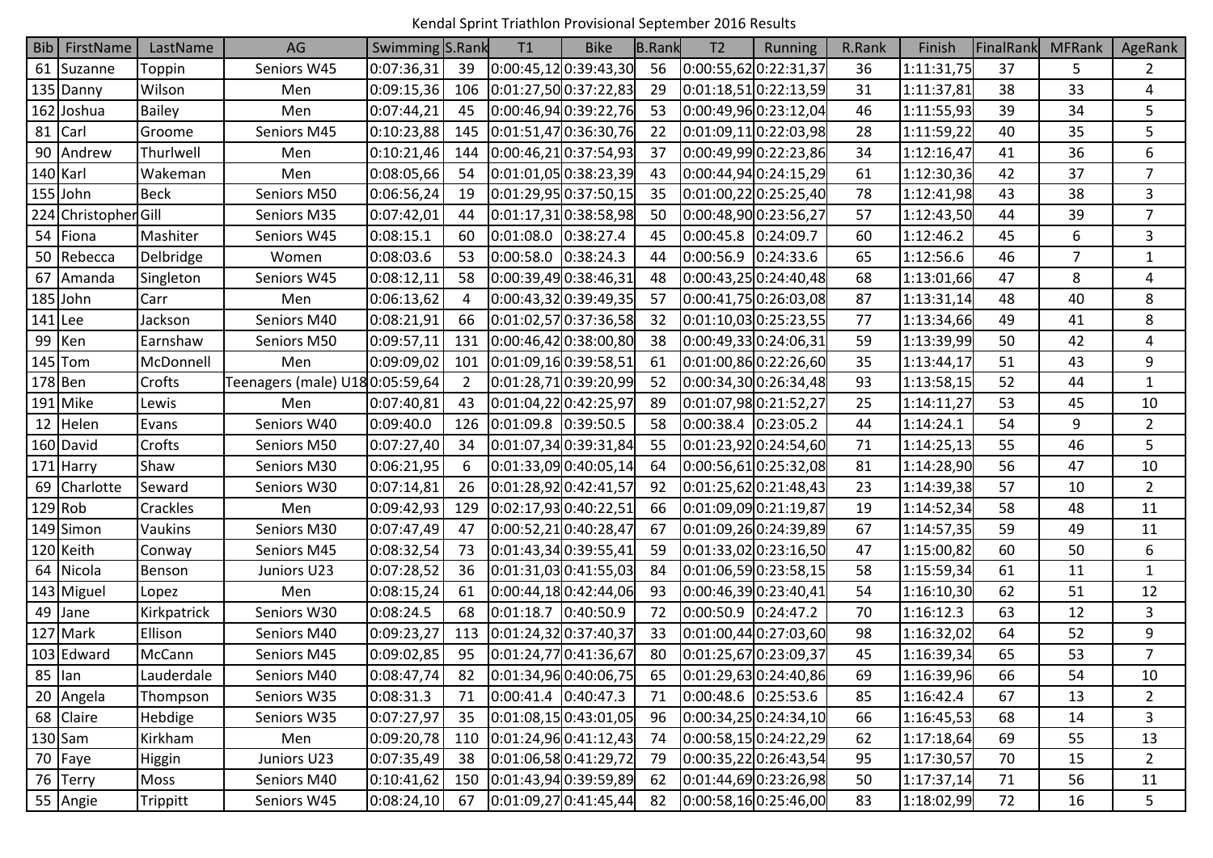Kendal Sprint Triathlon Provisional September 2016 Results

| Bib | FirstName | LastName | AG | Swimming | S.Rank | T1 | Bike | B.Rank | T2 | Running | R.Rank | Finish | FinalRank | MFRank | AgeRank |
|---|---|---|---|---|---|---|---|---|---|---|---|---|---|---|---|
| 61 | Suzanne | Toppin | Seniors W45 | 0:07:36,31 | 39 | 0:00:45,12 | 0:39:43,30 | 56 | 0:00:55,62 | 0:22:31,37 | 36 | 1:11:31,75 | 37 | 5 | 2 |
| 135 | Danny | Wilson | Men | 0:09:15,36 | 106 | 0:01:27,50 | 0:37:22,83 | 29 | 0:01:18,51 | 0:22:13,59 | 31 | 1:11:37,81 | 38 | 33 | 4 |
| 162 | Joshua | Bailey | Men | 0:07:44,21 | 45 | 0:00:46,94 | 0:39:22,76 | 53 | 0:00:49,96 | 0:23:12,04 | 46 | 1:11:55,93 | 39 | 34 | 5 |
| 81 | Carl | Groome | Seniors M45 | 0:10:23,88 | 145 | 0:01:51,47 | 0:36:30,76 | 22 | 0:01:09,11 | 0:22:03,98 | 28 | 1:11:59,22 | 40 | 35 | 5 |
| 90 | Andrew | Thurlwell | Men | 0:10:21,46 | 144 | 0:00:46,21 | 0:37:54,93 | 37 | 0:00:49,99 | 0:22:23,86 | 34 | 1:12:16,47 | 41 | 36 | 6 |
| 140 | Karl | Wakeman | Men | 0:08:05,66 | 54 | 0:01:01,05 | 0:38:23,39 | 43 | 0:00:44,94 | 0:24:15,29 | 61 | 1:12:30,36 | 42 | 37 | 7 |
| 155 | John | Beck | Seniors M50 | 0:06:56,24 | 19 | 0:01:29,95 | 0:37:50,15 | 35 | 0:01:00,22 | 0:25:25,40 | 78 | 1:12:41,98 | 43 | 38 | 3 |
| 224 | Christopher | Gill | Seniors M35 | 0:07:42,01 | 44 | 0:01:17,31 | 0:38:58,98 | 50 | 0:00:48,90 | 0:23:56,27 | 57 | 1:12:43,50 | 44 | 39 | 7 |
| 54 | Fiona | Mashiter | Seniors W45 | 0:08:15.1 | 60 | 0:01:08.0 | 0:38:27.4 | 45 | 0:00:45.8 | 0:24:09.7 | 60 | 1:12:46.2 | 45 | 6 | 3 |
| 50 | Rebecca | Delbridge | Women | 0:08:03.6 | 53 | 0:00:58.0 | 0:38:24.3 | 44 | 0:00:56.9 | 0:24:33.6 | 65 | 1:12:56.6 | 46 | 7 | 1 |
| 67 | Amanda | Singleton | Seniors W45 | 0:08:12,11 | 58 | 0:00:39,49 | 0:38:46,31 | 48 | 0:00:43,25 | 0:24:40,48 | 68 | 1:13:01,66 | 47 | 8 | 4 |
| 185 | John | Carr | Men | 0:06:13,62 | 4 | 0:00:43,32 | 0:39:49,35 | 57 | 0:00:41,75 | 0:26:03,08 | 87 | 1:13:31,14 | 48 | 40 | 8 |
| 141 | Lee | Jackson | Seniors M40 | 0:08:21,91 | 66 | 0:01:02,57 | 0:37:36,58 | 32 | 0:01:10,03 | 0:25:23,55 | 77 | 1:13:34,66 | 49 | 41 | 8 |
| 99 | Ken | Earnshaw | Seniors M50 | 0:09:57,11 | 131 | 0:00:46,42 | 0:38:00,80 | 38 | 0:00:49,33 | 0:24:06,31 | 59 | 1:13:39,99 | 50 | 42 | 4 |
| 145 | Tom | McDonnell | Men | 0:09:09,02 | 101 | 0:01:09,16 | 0:39:58,51 | 61 | 0:01:00,86 | 0:22:26,60 | 35 | 1:13:44,17 | 51 | 43 | 9 |
| 178 | Ben | Crofts | Teenagers (male) U18 | 0:05:59,64 | 2 | 0:01:28,71 | 0:39:20,99 | 52 | 0:00:34,30 | 0:26:34,48 | 93 | 1:13:58,15 | 52 | 44 | 1 |
| 191 | Mike | Lewis | Men | 0:07:40,81 | 43 | 0:01:04,22 | 0:42:25,97 | 89 | 0:01:07,98 | 0:21:52,27 | 25 | 1:14:11,27 | 53 | 45 | 10 |
| 12 | Helen | Evans | Seniors W40 | 0:09:40.0 | 126 | 0:01:09.8 | 0:39:50.5 | 58 | 0:00:38.4 | 0:23:05.2 | 44 | 1:14:24.1 | 54 | 9 | 2 |
| 160 | David | Crofts | Seniors M50 | 0:07:27,40 | 34 | 0:01:07,34 | 0:39:31,84 | 55 | 0:01:23,92 | 0:24:54,60 | 71 | 1:14:25,13 | 55 | 46 | 5 |
| 171 | Harry | Shaw | Seniors M30 | 0:06:21,95 | 6 | 0:01:33,09 | 0:40:05,14 | 64 | 0:00:56,61 | 0:25:32,08 | 81 | 1:14:28,90 | 56 | 47 | 10 |
| 69 | Charlotte | Seward | Seniors W30 | 0:07:14,81 | 26 | 0:01:28,92 | 0:42:41,57 | 92 | 0:01:25,62 | 0:21:48,43 | 23 | 1:14:39,38 | 57 | 10 | 2 |
| 129 | Rob | Crackles | Men | 0:09:42,93 | 129 | 0:02:17,93 | 0:40:22,51 | 66 | 0:01:09,09 | 0:21:19,87 | 19 | 1:14:52,34 | 58 | 48 | 11 |
| 149 | Simon | Vaukins | Seniors M30 | 0:07:47,49 | 47 | 0:00:52,21 | 0:40:28,47 | 67 | 0:01:09,26 | 0:24:39,89 | 67 | 1:14:57,35 | 59 | 49 | 11 |
| 120 | Keith | Conway | Seniors M45 | 0:08:32,54 | 73 | 0:01:43,34 | 0:39:55,41 | 59 | 0:01:33,02 | 0:23:16,50 | 47 | 1:15:00,82 | 60 | 50 | 6 |
| 64 | Nicola | Benson | Juniors U23 | 0:07:28,52 | 36 | 0:01:31,03 | 0:41:55,03 | 84 | 0:01:06,59 | 0:23:58,15 | 58 | 1:15:59,34 | 61 | 11 | 1 |
| 143 | Miguel | Lopez | Men | 0:08:15,24 | 61 | 0:00:44,18 | 0:42:44,06 | 93 | 0:00:46,39 | 0:23:40,41 | 54 | 1:16:10,30 | 62 | 51 | 12 |
| 49 | Jane | Kirkpatrick | Seniors W30 | 0:08:24.5 | 68 | 0:01:18.7 | 0:40:50.9 | 72 | 0:00:50.9 | 0:24:47.2 | 70 | 1:16:12.3 | 63 | 12 | 3 |
| 127 | Mark | Ellison | Seniors M40 | 0:09:23,27 | 113 | 0:01:24,32 | 0:37:40,37 | 33 | 0:01:00,44 | 0:27:03,60 | 98 | 1:16:32,02 | 64 | 52 | 9 |
| 103 | Edward | McCann | Seniors M45 | 0:09:02,85 | 95 | 0:01:24,77 | 0:41:36,67 | 80 | 0:01:25,67 | 0:23:09,37 | 45 | 1:16:39,34 | 65 | 53 | 7 |
| 85 | Ian | Lauderdale | Seniors M40 | 0:08:47,74 | 82 | 0:01:34,96 | 0:40:06,75 | 65 | 0:01:29,63 | 0:24:40,86 | 69 | 1:16:39,96 | 66 | 54 | 10 |
| 20 | Angela | Thompson | Seniors W35 | 0:08:31.3 | 71 | 0:00:41.4 | 0:40:47.3 | 71 | 0:00:48.6 | 0:25:53.6 | 85 | 1:16:42.4 | 67 | 13 | 2 |
| 68 | Claire | Hebdige | Seniors W35 | 0:07:27,97 | 35 | 0:01:08,15 | 0:43:01,05 | 96 | 0:00:34,25 | 0:24:34,10 | 66 | 1:16:45,53 | 68 | 14 | 3 |
| 130 | Sam | Kirkham | Men | 0:09:20,78 | 110 | 0:01:24,96 | 0:41:12,43 | 74 | 0:00:58,15 | 0:24:22,29 | 62 | 1:17:18,64 | 69 | 55 | 13 |
| 70 | Faye | Higgin | Juniors U23 | 0:07:35,49 | 38 | 0:01:06,58 | 0:41:29,72 | 79 | 0:00:35,22 | 0:26:43,54 | 95 | 1:17:30,57 | 70 | 15 | 2 |
| 76 | Terry | Moss | Seniors M40 | 0:10:41,62 | 150 | 0:01:43,94 | 0:39:59,89 | 62 | 0:01:44,69 | 0:23:26,98 | 50 | 1:17:37,14 | 71 | 56 | 11 |
| 55 | Angie | Trippitt | Seniors W45 | 0:08:24,10 | 67 | 0:01:09,27 | 0:41:45,44 | 82 | 0:00:58,16 | 0:25:46,00 | 83 | 1:18:02,99 | 72 | 16 | 5 |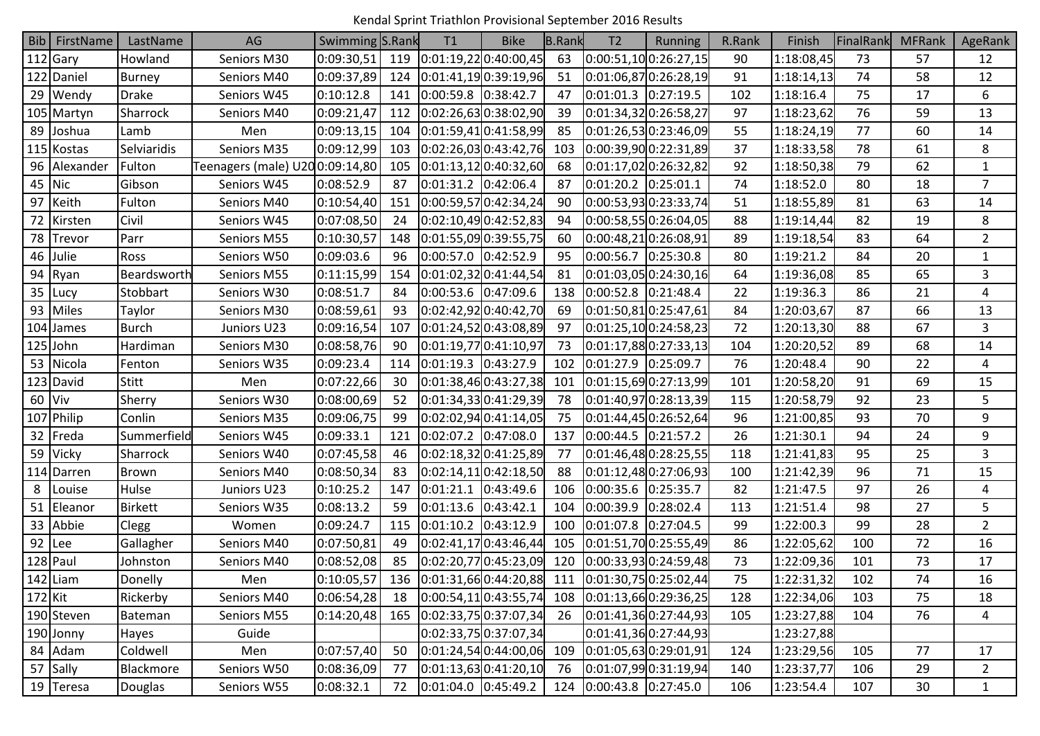Kendal Sprint Triathlon Provisional September 2016 Results

| Bib | FirstName | LastName | AG | Swimming | S.Rank | T1 | Bike | B.Rank | T2 | Running | R.Rank | Finish | FinalRank | MFRank | AgeRank |
|---|---|---|---|---|---|---|---|---|---|---|---|---|---|---|---|
| 112 | Gary | Howland | Seniors M30 | 0:09:30,51 | 119 | 0:01:19,22 | 0:40:00,45 | 63 | 0:00:51,10 | 0:26:27,15 | 90 | 1:18:08,45 | 73 | 57 | 12 |
| 122 | Daniel | Burney | Seniors M40 | 0:09:37,89 | 124 | 0:01:41,19 | 0:39:19,96 | 51 | 0:01:06,87 | 0:26:28,19 | 91 | 1:18:14,13 | 74 | 58 | 12 |
| 29 | Wendy | Drake | Seniors W45 | 0:10:12.8 | 141 | 0:00:59.8 | 0:38:42.7 | 47 | 0:01:01.3 | 0:27:19.5 | 102 | 1:18:16.4 | 75 | 17 | 6 |
| 105 | Martyn | Sharrock | Seniors M40 | 0:09:21,47 | 112 | 0:02:26,63 | 0:38:02,90 | 39 | 0:01:34,32 | 0:26:58,27 | 97 | 1:18:23,62 | 76 | 59 | 13 |
| 89 | Joshua | Lamb | Men | 0:09:13,15 | 104 | 0:01:59,41 | 0:41:58,99 | 85 | 0:01:26,53 | 0:23:46,09 | 55 | 1:18:24,19 | 77 | 60 | 14 |
| 115 | Kostas | Selviaridis | Seniors M35 | 0:09:12,99 | 103 | 0:02:26,03 | 0:43:42,76 | 103 | 0:00:39,90 | 0:22:31,89 | 37 | 1:18:33,58 | 78 | 61 | 8 |
| 96 | Alexander | Fulton | Teenagers (male) U20 | 0:09:14,80 | 105 | 0:01:13,12 | 0:40:32,60 | 68 | 0:01:17,02 | 0:26:32,82 | 92 | 1:18:50,38 | 79 | 62 | 1 |
| 45 | Nic | Gibson | Seniors W45 | 0:08:52.9 | 87 | 0:01:31.2 | 0:42:06.4 | 87 | 0:01:20.2 | 0:25:01.1 | 74 | 1:18:52.0 | 80 | 18 | 7 |
| 97 | Keith | Fulton | Seniors M40 | 0:10:54,40 | 151 | 0:00:59,57 | 0:42:34,24 | 90 | 0:00:53,93 | 0:23:33,74 | 51 | 1:18:55,89 | 81 | 63 | 14 |
| 72 | Kirsten | Civil | Seniors W45 | 0:07:08,50 | 24 | 0:02:10,49 | 0:42:52,83 | 94 | 0:00:58,55 | 0:26:04,05 | 88 | 1:19:14,44 | 82 | 19 | 8 |
| 78 | Trevor | Parr | Seniors M55 | 0:10:30,57 | 148 | 0:01:55,09 | 0:39:55,75 | 60 | 0:00:48,21 | 0:26:08,91 | 89 | 1:19:18,54 | 83 | 64 | 2 |
| 46 | Julie | Ross | Seniors W50 | 0:09:03.6 | 96 | 0:00:57.0 | 0:42:52.9 | 95 | 0:00:56.7 | 0:25:30.8 | 80 | 1:19:21.2 | 84 | 20 | 1 |
| 94 | Ryan | Beardsworth | Seniors M55 | 0:11:15,99 | 154 | 0:01:02,32 | 0:41:44,54 | 81 | 0:01:03,05 | 0:24:30,16 | 64 | 1:19:36,08 | 85 | 65 | 3 |
| 35 | Lucy | Stobbart | Seniors W30 | 0:08:51.7 | 84 | 0:00:53.6 | 0:47:09.6 | 138 | 0:00:52.8 | 0:21:48.4 | 22 | 1:19:36.3 | 86 | 21 | 4 |
| 93 | Miles | Taylor | Seniors M30 | 0:08:59,61 | 93 | 0:02:42,92 | 0:40:42,70 | 69 | 0:01:50,81 | 0:25:47,61 | 84 | 1:20:03,67 | 87 | 66 | 13 |
| 104 | James | Burch | Juniors U23 | 0:09:16,54 | 107 | 0:01:24,52 | 0:43:08,89 | 97 | 0:01:25,10 | 0:24:58,23 | 72 | 1:20:13,30 | 88 | 67 | 3 |
| 125 | John | Hardiman | Seniors M30 | 0:08:58,76 | 90 | 0:01:19,77 | 0:41:10,97 | 73 | 0:01:17,88 | 0:27:33,13 | 104 | 1:20:20,52 | 89 | 68 | 14 |
| 53 | Nicola | Fenton | Seniors W35 | 0:09:23.4 | 114 | 0:01:19.3 | 0:43:27.9 | 102 | 0:01:27.9 | 0:25:09.7 | 76 | 1:20:48.4 | 90 | 22 | 4 |
| 123 | David | Stitt | Men | 0:07:22,66 | 30 | 0:01:38,46 | 0:43:27,38 | 101 | 0:01:15,69 | 0:27:13,99 | 101 | 1:20:58,20 | 91 | 69 | 15 |
| 60 | Viv | Sherry | Seniors W30 | 0:08:00,69 | 52 | 0:01:34,33 | 0:41:29,39 | 78 | 0:01:40,97 | 0:28:13,39 | 115 | 1:20:58,79 | 92 | 23 | 5 |
| 107 | Philip | Conlin | Seniors M35 | 0:09:06,75 | 99 | 0:02:02,94 | 0:41:14,05 | 75 | 0:01:44,45 | 0:26:52,64 | 96 | 1:21:00,85 | 93 | 70 | 9 |
| 32 | Freda | Summerfield | Seniors W45 | 0:09:33.1 | 121 | 0:02:07.2 | 0:47:08.0 | 137 | 0:00:44.5 | 0:21:57.2 | 26 | 1:21:30.1 | 94 | 24 | 9 |
| 59 | Vicky | Sharrock | Seniors W40 | 0:07:45,58 | 46 | 0:02:18,32 | 0:41:25,89 | 77 | 0:01:46,48 | 0:28:25,55 | 118 | 1:21:41,83 | 95 | 25 | 3 |
| 114 | Darren | Brown | Seniors M40 | 0:08:50,34 | 83 | 0:02:14,11 | 0:42:18,50 | 88 | 0:01:12,48 | 0:27:06,93 | 100 | 1:21:42,39 | 96 | 71 | 15 |
| 8 | Louise | Hulse | Juniors U23 | 0:10:25.2 | 147 | 0:01:21.1 | 0:43:49.6 | 106 | 0:00:35.6 | 0:25:35.7 | 82 | 1:21:47.5 | 97 | 26 | 4 |
| 51 | Eleanor | Birkett | Seniors W35 | 0:08:13.2 | 59 | 0:01:13.6 | 0:43:42.1 | 104 | 0:00:39.9 | 0:28:02.4 | 113 | 1:21:51.4 | 98 | 27 | 5 |
| 33 | Abbie | Clegg | Women | 0:09:24.7 | 115 | 0:01:10.2 | 0:43:12.9 | 100 | 0:01:07.8 | 0:27:04.5 | 99 | 1:22:00.3 | 99 | 28 | 2 |
| 92 | Lee | Gallagher | Seniors M40 | 0:07:50,81 | 49 | 0:02:41,17 | 0:43:46,44 | 105 | 0:01:51,70 | 0:25:55,49 | 86 | 1:22:05,62 | 100 | 72 | 16 |
| 128 | Paul | Johnston | Seniors M40 | 0:08:52,08 | 85 | 0:02:20,77 | 0:45:23,09 | 120 | 0:00:33,93 | 0:24:59,48 | 73 | 1:22:09,36 | 101 | 73 | 17 |
| 142 | Liam | Donelly | Men | 0:10:05,57 | 136 | 0:01:31,66 | 0:44:20,88 | 111 | 0:01:30,75 | 0:25:02,44 | 75 | 1:22:31,32 | 102 | 74 | 16 |
| 172 | Kit | Rickerby | Seniors M40 | 0:06:54,28 | 18 | 0:00:54,11 | 0:43:55,74 | 108 | 0:01:13,66 | 0:29:36,25 | 128 | 1:22:34,06 | 103 | 75 | 18 |
| 190 | Steven | Bateman | Seniors M55 | 0:14:20,48 | 165 | 0:02:33,75 | 0:37:07,34 | 26 | 0:01:41,36 | 0:27:44,93 | 105 | 1:23:27,88 | 104 | 76 | 4 |
| 190 | Jonny | Hayes | Guide | | | 0:02:33,75 | 0:37:07,34 | | 0:01:41,36 | 0:27:44,93 | | 1:23:27,88 | | | |
| 84 | Adam | Coldwell | Men | 0:07:57,40 | 50 | 0:01:24,54 | 0:44:00,06 | 109 | 0:01:05,63 | 0:29:01,91 | 124 | 1:23:29,56 | 105 | 77 | 17 |
| 57 | Sally | Blackmore | Seniors W50 | 0:08:36,09 | 77 | 0:01:13,63 | 0:41:20,10 | 76 | 0:01:07,99 | 0:31:19,94 | 140 | 1:23:37,77 | 106 | 29 | 2 |
| 19 | Teresa | Douglas | Seniors W55 | 0:08:32.1 | 72 | 0:01:04.0 | 0:45:49.2 | 124 | 0:00:43.8 | 0:27:45.0 | 106 | 1:23:54.4 | 107 | 30 | 1 |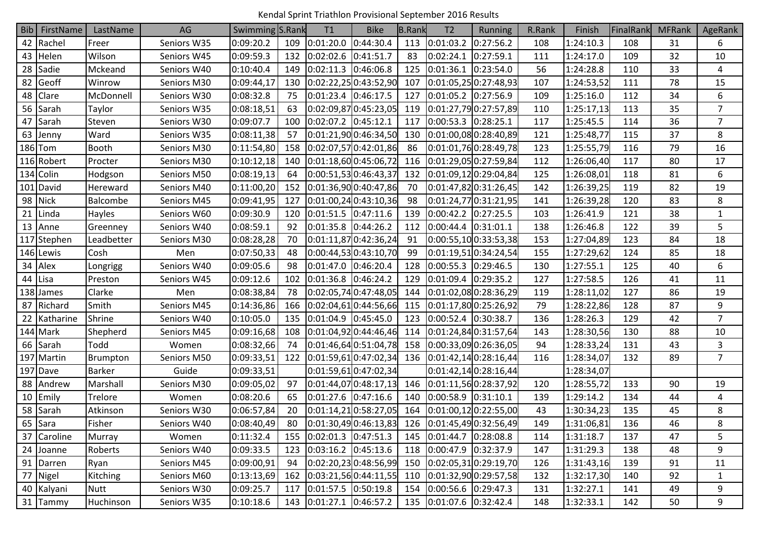Kendal Sprint Triathlon Provisional September 2016 Results

| Bib | FirstName | LastName | AG | Swimming | S.Rank | T1 | Bike | B.Rank | T2 | Running | R.Rank | Finish | FinalRank | MFRank | AgeRank |
|---|---|---|---|---|---|---|---|---|---|---|---|---|---|---|---|
| 42 | Rachel | Freer | Seniors W35 | 0:09:20.2 | 109 | 0:01:20.0 | 0:44:30.4 | 113 | 0:01:03.2 | 0:27:56.2 | 108 | 1:24:10.3 | 108 | 31 | 6 |
| 43 | Helen | Wilson | Seniors W45 | 0:09:59.3 | 132 | 0:02:02.6 | 0:41:51.7 | 83 | 0:02:24.1 | 0:27:59.1 | 111 | 1:24:17.0 | 109 | 32 | 10 |
| 28 | Sadie | Mckeand | Seniors W40 | 0:10:40.4 | 149 | 0:02:11.3 | 0:46:06.8 | 125 | 0:01:36.1 | 0:23:54.0 | 56 | 1:24:28.8 | 110 | 33 | 4 |
| 82 | Geoff | Winrow | Seniors M30 | 0:09:44,17 | 130 | 0:02:22,25 | 0:43:52,90 | 107 | 0:01:05,25 | 0:27:48,93 | 107 | 1:24:53,52 | 111 | 78 | 15 |
| 48 | Clare | McDonnell | Seniors W30 | 0:08:32.8 | 75 | 0:01:23.4 | 0:46:17.5 | 127 | 0:01:05.2 | 0:27:56.9 | 109 | 1:25:16.0 | 112 | 34 | 6 |
| 56 | Sarah | Taylor | Seniors W35 | 0:08:18,51 | 63 | 0:02:09,87 | 0:45:23,05 | 119 | 0:01:27,79 | 0:27:57,89 | 110 | 1:25:17,13 | 113 | 35 | 7 |
| 47 | Sarah | Steven | Seniors W30 | 0:09:07.7 | 100 | 0:02:07.2 | 0:45:12.1 | 117 | 0:00:53.3 | 0:28:25.1 | 117 | 1:25:45.5 | 114 | 36 | 7 |
| 63 | Jenny | Ward | Seniors W35 | 0:08:11,38 | 57 | 0:01:21,90 | 0:46:34,50 | 130 | 0:01:00,08 | 0:28:40,89 | 121 | 1:25:48,77 | 115 | 37 | 8 |
| 186 | Tom | Booth | Seniors M30 | 0:11:54,80 | 158 | 0:02:07,57 | 0:42:01,86 | 86 | 0:01:01,76 | 0:28:49,78 | 123 | 1:25:55,79 | 116 | 79 | 16 |
| 116 | Robert | Procter | Seniors M30 | 0:10:12,18 | 140 | 0:01:18,60 | 0:45:06,72 | 116 | 0:01:29,05 | 0:27:59,84 | 112 | 1:26:06,40 | 117 | 80 | 17 |
| 134 | Colin | Hodgson | Seniors M50 | 0:08:19,13 | 64 | 0:00:51,53 | 0:46:43,37 | 132 | 0:01:09,12 | 0:29:04,84 | 125 | 1:26:08,01 | 118 | 81 | 6 |
| 101 | David | Hereward | Seniors M40 | 0:11:00,20 | 152 | 0:01:36,90 | 0:40:47,86 | 70 | 0:01:47,82 | 0:31:26,45 | 142 | 1:26:39,25 | 119 | 82 | 19 |
| 98 | Nick | Balcombe | Seniors M45 | 0:09:41,95 | 127 | 0:01:00,24 | 0:43:10,36 | 98 | 0:01:24,77 | 0:31:21,95 | 141 | 1:26:39,28 | 120 | 83 | 8 |
| 21 | Linda | Hayles | Seniors W60 | 0:09:30.9 | 120 | 0:01:51.5 | 0:47:11.6 | 139 | 0:00:42.2 | 0:27:25.5 | 103 | 1:26:41.9 | 121 | 38 | 1 |
| 13 | Anne | Greenney | Seniors W40 | 0:08:59.1 | 92 | 0:01:35.8 | 0:44:26.2 | 112 | 0:00:44.4 | 0:31:01.1 | 138 | 1:26:46.8 | 122 | 39 | 5 |
| 117 | Stephen | Leadbetter | Seniors M30 | 0:08:28,28 | 70 | 0:01:11,87 | 0:42:36,24 | 91 | 0:00:55,10 | 0:33:53,38 | 153 | 1:27:04,89 | 123 | 84 | 18 |
| 146 | Lewis | Cosh | Men | 0:07:50,33 | 48 | 0:00:44,53 | 0:43:10,70 | 99 | 0:01:19,51 | 0:34:24,54 | 155 | 1:27:29,62 | 124 | 85 | 18 |
| 34 | Alex | Longrigg | Seniors W40 | 0:09:05.6 | 98 | 0:01:47.0 | 0:46:20.4 | 128 | 0:00:55.3 | 0:29:46.5 | 130 | 1:27:55.1 | 125 | 40 | 6 |
| 44 | Lisa | Preston | Seniors W45 | 0:09:12.6 | 102 | 0:01:36.8 | 0:46:24.2 | 129 | 0:01:09.4 | 0:29:35.2 | 127 | 1:27:58.5 | 126 | 41 | 11 |
| 138 | James | Clarke | Men | 0:08:38,84 | 78 | 0:02:05,74 | 0:47:48,05 | 144 | 0:01:02,08 | 0:28:36,29 | 119 | 1:28:11,02 | 127 | 86 | 19 |
| 87 | Richard | Smith | Seniors M45 | 0:14:36,86 | 166 | 0:02:04,61 | 0:44:56,66 | 115 | 0:01:17,80 | 0:25:26,92 | 79 | 1:28:22,86 | 128 | 87 | 9 |
| 22 | Katharine | Shrine | Seniors W40 | 0:10:05.0 | 135 | 0:01:04.9 | 0:45:45.0 | 123 | 0:00:52.4 | 0:30:38.7 | 136 | 1:28:26.3 | 129 | 42 | 7 |
| 144 | Mark | Shepherd | Seniors M45 | 0:09:16,68 | 108 | 0:01:04,92 | 0:44:46,46 | 114 | 0:01:24,84 | 0:31:57,64 | 143 | 1:28:30,56 | 130 | 88 | 10 |
| 66 | Sarah | Todd | Women | 0:08:32,66 | 74 | 0:01:46,64 | 0:51:04,78 | 158 | 0:00:33,09 | 0:26:36,05 | 94 | 1:28:33,24 | 131 | 43 | 3 |
| 197 | Martin | Brumpton | Seniors M50 | 0:09:33,51 | 122 | 0:01:59,61 | 0:47:02,34 | 136 | 0:01:42,14 | 0:28:16,44 | 116 | 1:28:34,07 | 132 | 89 | 7 |
| 197 | Dave | Barker | Guide | 0:09:33,51 | | 0:01:59,61 | 0:47:02,34 | | 0:01:42,14 | 0:28:16,44 | | 1:28:34,07 | | | |
| 88 | Andrew | Marshall | Seniors M30 | 0:09:05,02 | 97 | 0:01:44,07 | 0:48:17,13 | 146 | 0:01:11,56 | 0:28:37,92 | 120 | 1:28:55,72 | 133 | 90 | 19 |
| 10 | Emily | Trelore | Women | 0:08:20.6 | 65 | 0:01:27.6 | 0:47:16.6 | 140 | 0:00:58.9 | 0:31:10.1 | 139 | 1:29:14.2 | 134 | 44 | 4 |
| 58 | Sarah | Atkinson | Seniors W30 | 0:06:57,84 | 20 | 0:01:14,21 | 0:58:27,05 | 164 | 0:01:00,12 | 0:22:55,00 | 43 | 1:30:34,23 | 135 | 45 | 8 |
| 65 | Sara | Fisher | Seniors W40 | 0:08:40,49 | 80 | 0:01:30,49 | 0:46:13,83 | 126 | 0:01:45,49 | 0:32:56,49 | 149 | 1:31:06,81 | 136 | 46 | 8 |
| 37 | Caroline | Murray | Women | 0:11:32.4 | 155 | 0:02:01.3 | 0:47:51.3 | 145 | 0:01:44.7 | 0:28:08.8 | 114 | 1:31:18.7 | 137 | 47 | 5 |
| 24 | Joanne | Roberts | Seniors W40 | 0:09:33.5 | 123 | 0:03:16.2 | 0:45:13.6 | 118 | 0:00:47.9 | 0:32:37.9 | 147 | 1:31:29.3 | 138 | 48 | 9 |
| 91 | Darren | Ryan | Seniors M45 | 0:09:00,91 | 94 | 0:02:20,23 | 0:48:56,99 | 150 | 0:02:05,31 | 0:29:19,70 | 126 | 1:31:43,16 | 139 | 91 | 11 |
| 77 | Nigel | Kitching | Seniors M60 | 0:13:13,69 | 162 | 0:03:21,56 | 0:44:11,55 | 110 | 0:01:32,90 | 0:29:57,58 | 132 | 1:32:17,30 | 140 | 92 | 1 |
| 40 | Kalyani | Nutt | Seniors W30 | 0:09:25.7 | 117 | 0:01:57.5 | 0:50:19.8 | 154 | 0:00:56.6 | 0:29:47.3 | 131 | 1:32:27.1 | 141 | 49 | 9 |
| 31 | Tammy | Huchinson | Seniors W35 | 0:10:18.6 | 143 | 0:01:27.1 | 0:46:57.2 | 135 | 0:01:07.6 | 0:32:42.4 | 148 | 1:32:33.1 | 142 | 50 | 9 |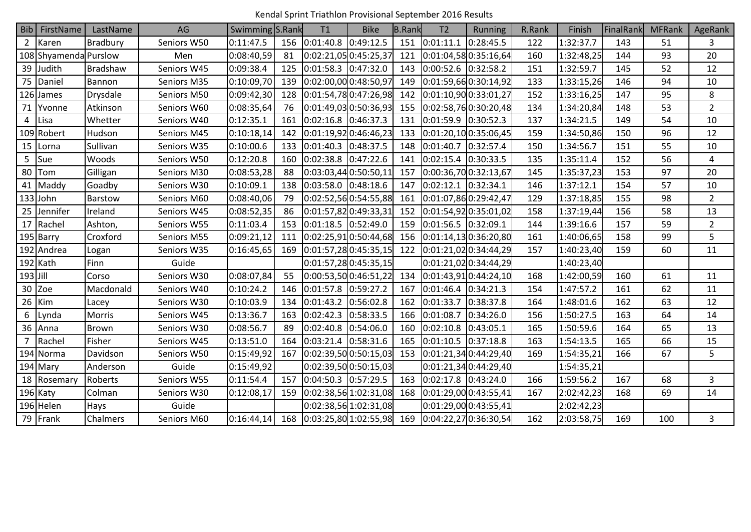Kendal Sprint Triathlon Provisional September 2016 Results

| Bib | FirstName | LastName | AG | Swimming | S.Rank | T1 | Bike | B.Rank | T2 | Running | R.Rank | Finish | FinalRank | MFRank | AgeRank |
|---|---|---|---|---|---|---|---|---|---|---|---|---|---|---|---|
| 2 | Karen | Bradbury | Seniors W50 | 0:11:47.5 | 156 | 0:01:40.8 | 0:49:12.5 | 151 | 0:01:11.1 | 0:28:45.5 | 122 | 1:32:37.7 | 143 | 51 | 3 |
| 108 | Shyamenda | Purslow | Men | 0:08:40,59 | 81 | 0:02:21,05 | 0:45:25,37 | 121 | 0:01:04,58 | 0:35:16,64 | 160 | 1:32:48,25 | 144 | 93 | 20 |
| 39 | Judith | Bradshaw | Seniors W45 | 0:09:38.4 | 125 | 0:01:58.3 | 0:47:32.0 | 143 | 0:00:52.6 | 0:32:58.2 | 151 | 1:32:59.7 | 145 | 52 | 12 |
| 75 | Daniel | Bannon | Seniors M35 | 0:10:09,70 | 139 | 0:02:00,00 | 0:48:50,97 | 149 | 0:01:59,66 | 0:30:14,92 | 133 | 1:33:15,26 | 146 | 94 | 10 |
| 126 | James | Drysdale | Seniors M50 | 0:09:42,30 | 128 | 0:01:54,78 | 0:47:26,98 | 142 | 0:01:10,90 | 0:33:01,27 | 152 | 1:33:16,25 | 147 | 95 | 8 |
| 71 | Yvonne | Atkinson | Seniors W60 | 0:08:35,64 | 76 | 0:01:49,03 | 0:50:36,93 | 155 | 0:02:58,76 | 0:30:20,48 | 134 | 1:34:20,84 | 148 | 53 | 2 |
| 4 | Lisa | Whetter | Seniors W40 | 0:12:35.1 | 161 | 0:02:16.8 | 0:46:37.3 | 131 | 0:01:59.9 | 0:30:52.3 | 137 | 1:34:21.5 | 149 | 54 | 10 |
| 109 | Robert | Hudson | Seniors M45 | 0:10:18,14 | 142 | 0:01:19,92 | 0:46:46,23 | 133 | 0:01:20,10 | 0:35:06,45 | 159 | 1:34:50,86 | 150 | 96 | 12 |
| 15 | Lorna | Sullivan | Seniors W35 | 0:10:00.6 | 133 | 0:01:40.3 | 0:48:37.5 | 148 | 0:01:40.7 | 0:32:57.4 | 150 | 1:34:56.7 | 151 | 55 | 10 |
| 5 | Sue | Woods | Seniors W50 | 0:12:20.8 | 160 | 0:02:38.8 | 0:47:22.6 | 141 | 0:02:15.4 | 0:30:33.5 | 135 | 1:35:11.4 | 152 | 56 | 4 |
| 80 | Tom | Gilligan | Seniors M30 | 0:08:53,28 | 88 | 0:03:03,44 | 0:50:50,11 | 157 | 0:00:36,70 | 0:32:13,67 | 145 | 1:35:37,23 | 153 | 97 | 20 |
| 41 | Maddy | Goadby | Seniors W30 | 0:10:09.1 | 138 | 0:03:58.0 | 0:48:18.6 | 147 | 0:02:12.1 | 0:32:34.1 | 146 | 1:37:12.1 | 154 | 57 | 10 |
| 133 | John | Barstow | Seniors M60 | 0:08:40,06 | 79 | 0:02:52,56 | 0:54:55,88 | 161 | 0:01:07,86 | 0:29:42,47 | 129 | 1:37:18,85 | 155 | 98 | 2 |
| 25 | Jennifer | Ireland | Seniors W45 | 0:08:52,35 | 86 | 0:01:57,82 | 0:49:33,31 | 152 | 0:01:54,92 | 0:35:01,02 | 158 | 1:37:19,44 | 156 | 58 | 13 |
| 17 | Rachel | Ashton, | Seniors W55 | 0:11:03.4 | 153 | 0:01:18.5 | 0:52:49.0 | 159 | 0:01:56.5 | 0:32:09.1 | 144 | 1:39:16.6 | 157 | 59 | 2 |
| 195 | Barry | Croxford | Seniors M55 | 0:09:21,12 | 111 | 0:02:25,91 | 0:50:44,68 | 156 | 0:01:14,13 | 0:36:20,80 | 161 | 1:40:06,65 | 158 | 99 | 5 |
| 192 | Andrea | Logan | Seniors W35 | 0:16:45,65 | 169 | 0:01:57,28 | 0:45:35,15 | 122 | 0:01:21,02 | 0:34:44,29 | 157 | 1:40:23,40 | 159 | 60 | 11 |
| 192 | Kath | Finn | Guide | | | 0:01:57,28 | 0:45:35,15 | | 0:01:21,02 | 0:34:44,29 | | 1:40:23,40 | | | |
| 193 | Jill | Corso | Seniors W30 | 0:08:07,84 | 55 | 0:00:53,50 | 0:46:51,22 | 134 | 0:01:43,91 | 0:44:24,10 | 168 | 1:42:00,59 | 160 | 61 | 11 |
| 30 | Zoe | Macdonald | Seniors W40 | 0:10:24.2 | 146 | 0:01:57.8 | 0:59:27.2 | 167 | 0:01:46.4 | 0:34:21.3 | 154 | 1:47:57.2 | 161 | 62 | 11 |
| 26 | Kim | Lacey | Seniors W30 | 0:10:03.9 | 134 | 0:01:43.2 | 0:56:02.8 | 162 | 0:01:33.7 | 0:38:37.8 | 164 | 1:48:01.6 | 162 | 63 | 12 |
| 6 | Lynda | Morris | Seniors W45 | 0:13:36.7 | 163 | 0:02:42.3 | 0:58:33.5 | 166 | 0:01:08.7 | 0:34:26.0 | 156 | 1:50:27.5 | 163 | 64 | 14 |
| 36 | Anna | Brown | Seniors W30 | 0:08:56.7 | 89 | 0:02:40.8 | 0:54:06.0 | 160 | 0:02:10.8 | 0:43:05.1 | 165 | 1:50:59.6 | 164 | 65 | 13 |
| 7 | Rachel | Fisher | Seniors W45 | 0:13:51.0 | 164 | 0:03:21.4 | 0:58:31.6 | 165 | 0:01:10.5 | 0:37:18.8 | 163 | 1:54:13.5 | 165 | 66 | 15 |
| 194 | Norma | Davidson | Seniors W50 | 0:15:49,92 | 167 | 0:02:39,50 | 0:50:15,03 | 153 | 0:01:21,34 | 0:44:29,40 | 169 | 1:54:35,21 | 166 | 67 | 5 |
| 194 | Mary | Anderson | Guide | 0:15:49,92 | | 0:02:39,50 | 0:50:15,03 | | 0:01:21,34 | 0:44:29,40 | | 1:54:35,21 | | | |
| 18 | Rosemary | Roberts | Seniors W55 | 0:11:54.4 | 157 | 0:04:50.3 | 0:57:29.5 | 163 | 0:02:17.8 | 0:43:24.0 | 166 | 1:59:56.2 | 167 | 68 | 3 |
| 196 | Katy | Colman | Seniors W30 | 0:12:08,17 | 159 | 0:02:38,56 | 1:02:31,08 | 168 | 0:01:29,00 | 0:43:55,41 | 167 | 2:02:42,23 | 168 | 69 | 14 |
| 196 | Helen | Hays | Guide | | | 0:02:38,56 | 1:02:31,08 | | 0:01:29,00 | 0:43:55,41 | | 2:02:42,23 | | | |
| 79 | Frank | Chalmers | Seniors M60 | 0:16:44,14 | 168 | 0:03:25,80 | 1:02:55,98 | 169 | 0:04:22,27 | 0:36:30,54 | 162 | 2:03:58,75 | 169 | 100 | 3 |